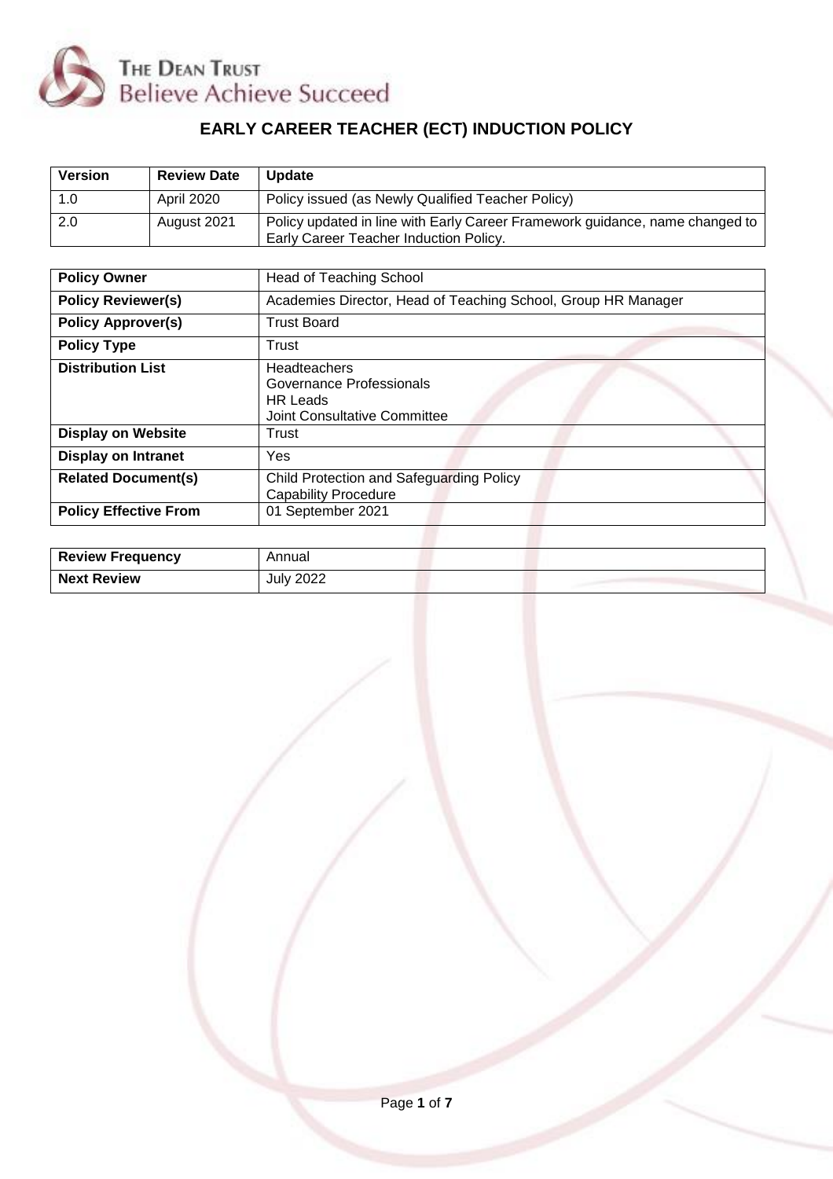THE DEAN TRUST
Believe Achieve Succeed

# EARLY CAREER TEACHER (ECT) INDUCTION POLICY

| Version | Review Date | Update |
|---|---|---|
| 1.0 | April 2020 | Policy issued (as Newly Qualified Teacher Policy) |
| 2.0 | August 2021 | Policy updated in line with Early Career Framework guidance, name changed to Early Career Teacher Induction Policy. |

| | |
|---|---|
| **Policy Owner** | Head of Teaching School |
| **Policy Reviewer(s)** | Academies Director, Head of Teaching School, Group HR Manager |
| **Policy Approver(s)** | Trust Board |
| **Policy Type** | Trust |
| **Distribution List** | Headteachers<br>Governance Professionals<br>HR Leads<br>Joint Consultative Committee |
| **Display on Website** | Trust |
| **Display on Intranet** | Yes |
| **Related Document(s)** | Child Protection and Safeguarding Policy<br>Capability Procedure |
| **Policy Effective From** | 01 September 2021 |

| | |
|---|---|
| **Review Frequency** | Annual |
| **Next Review** | July 2022 |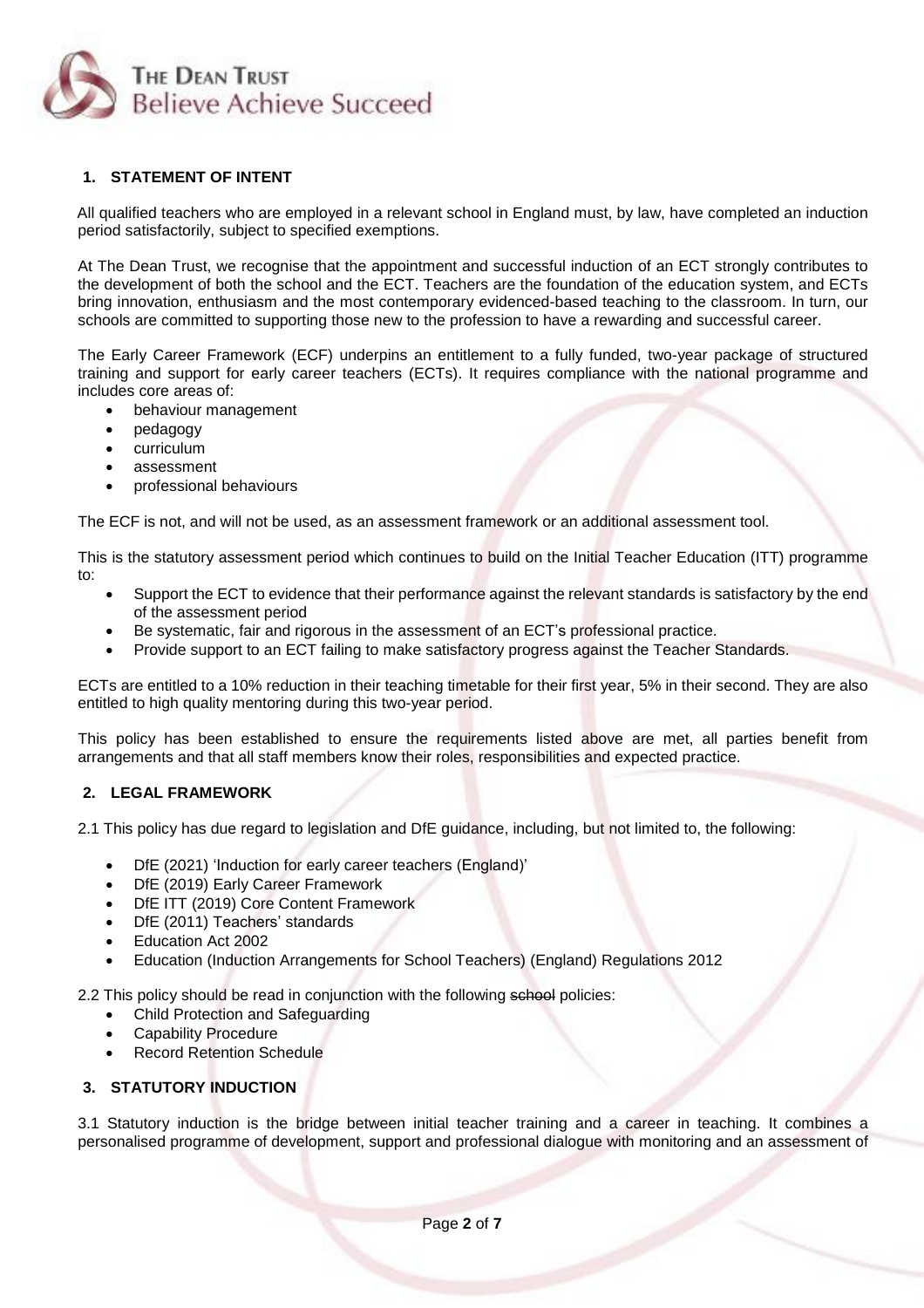## 1. STATEMENT OF INTENT

All qualified teachers who are employed in a relevant school in England must, by law, have completed an induction period satisfactorily, subject to specified exemptions.

At The Dean Trust, we recognise that the appointment and successful induction of an ECT strongly contributes to the development of both the school and the ECT. Teachers are the foundation of the education system, and ECTs bring innovation, enthusiasm and the most contemporary evidenced-based teaching to the classroom. In turn, our schools are committed to supporting those new to the profession to have a rewarding and successful career.

The Early Career Framework (ECF) underpins an entitlement to a fully funded, two-year package of structured training and support for early career teachers (ECTs). It requires compliance with the national programme and includes core areas of:

- behaviour management
- pedagogy
- curriculum
- assessment
- professional behaviours

The ECF is not, and will not be used, as an assessment framework or an additional assessment tool.

This is the statutory assessment period which continues to build on the Initial Teacher Education (ITT) programme to:

- Support the ECT to evidence that their performance against the relevant standards is satisfactory by the end of the assessment period
- Be systematic, fair and rigorous in the assessment of an ECT's professional practice.
- Provide support to an ECT failing to make satisfactory progress against the Teacher Standards.

ECTs are entitled to a 10% reduction in their teaching timetable for their first year, 5% in their second. They are also entitled to high quality mentoring during this two-year period.

This policy has been established to ensure the requirements listed above are met, all parties benefit from arrangements and that all staff members know their roles, responsibilities and expected practice.

## 2. LEGAL FRAMEWORK

2.1 This policy has due regard to legislation and DfE guidance, including, but not limited to, the following:

- DfE (2021) 'Induction for early career teachers (England)'
- DfE (2019) Early Career Framework
- DfE ITT (2019) Core Content Framework
- DfE (2011) Teachers' standards
- Education Act 2002
- Education (Induction Arrangements for School Teachers) (England) Regulations 2012

2.2 This policy should be read in conjunction with the following ~~school~~ policies:

- Child Protection and Safeguarding
- Capability Procedure
- Record Retention Schedule

## 3. STATUTORY INDUCTION

3.1 Statutory induction is the bridge between initial teacher training and a career in teaching. It combines a personalised programme of development, support and professional dialogue with monitoring and an assessment of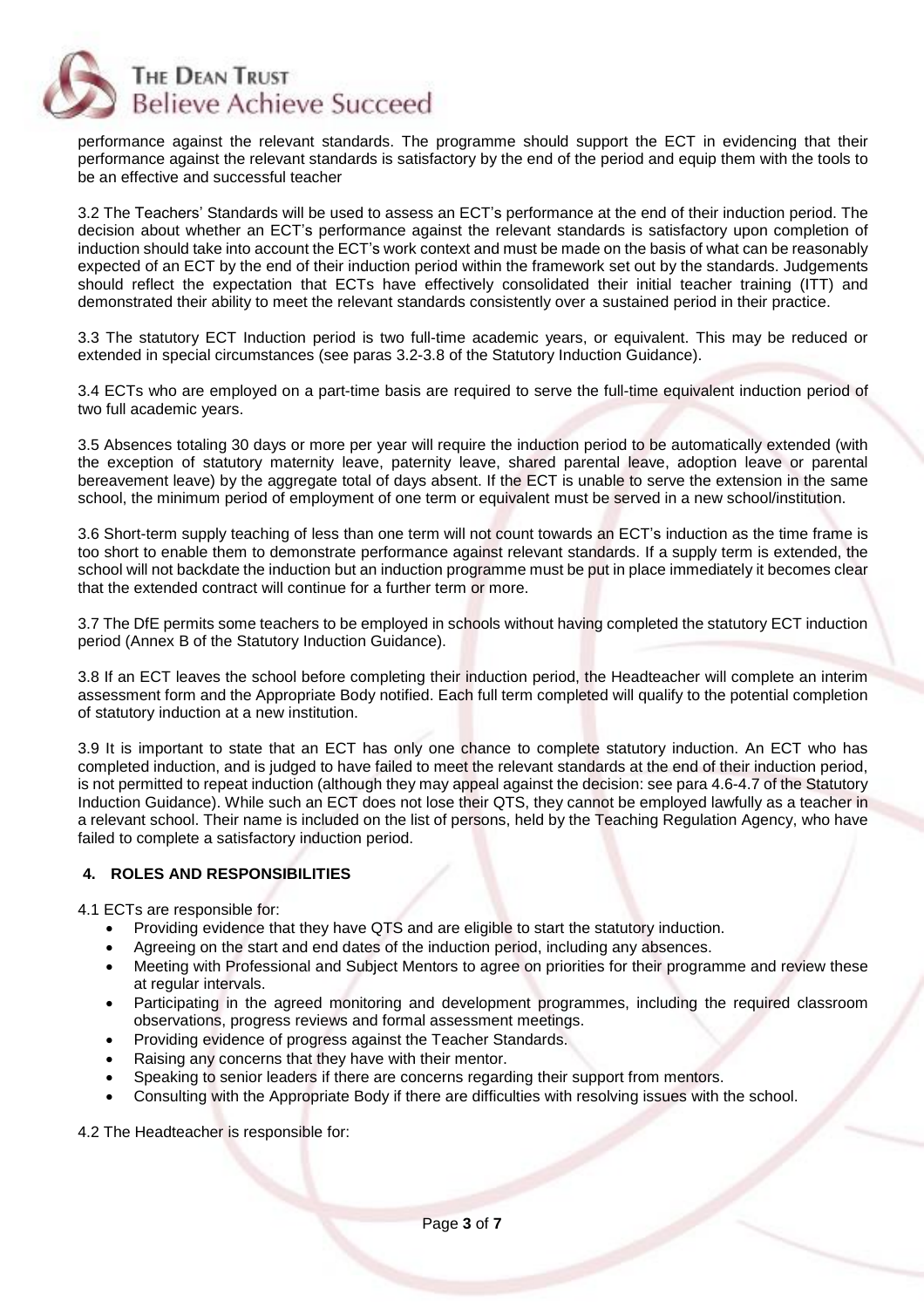performance against the relevant standards. The programme should support the ECT in evidencing that their performance against the relevant standards is satisfactory by the end of the period and equip them with the tools to be an effective and successful teacher

3.2 The Teachers' Standards will be used to assess an ECT's performance at the end of their induction period. The decision about whether an ECT's performance against the relevant standards is satisfactory upon completion of induction should take into account the ECT's work context and must be made on the basis of what can be reasonably expected of an ECT by the end of their induction period within the framework set out by the standards. Judgements should reflect the expectation that ECTs have effectively consolidated their initial teacher training (ITT) and demonstrated their ability to meet the relevant standards consistently over a sustained period in their practice.

3.3 The statutory ECT Induction period is two full-time academic years, or equivalent. This may be reduced or extended in special circumstances (see paras 3.2-3.8 of the Statutory Induction Guidance).

3.4 ECTs who are employed on a part-time basis are required to serve the full-time equivalent induction period of two full academic years.

3.5 Absences totaling 30 days or more per year will require the induction period to be automatically extended (with the exception of statutory maternity leave, paternity leave, shared parental leave, adoption leave or parental bereavement leave) by the aggregate total of days absent. If the ECT is unable to serve the extension in the same school, the minimum period of employment of one term or equivalent must be served in a new school/institution.

3.6 Short-term supply teaching of less than one term will not count towards an ECT's induction as the time frame is too short to enable them to demonstrate performance against relevant standards. If a supply term is extended, the school will not backdate the induction but an induction programme must be put in place immediately it becomes clear that the extended contract will continue for a further term or more.

3.7 The DfE permits some teachers to be employed in schools without having completed the statutory ECT induction period (Annex B of the Statutory Induction Guidance).

3.8 If an ECT leaves the school before completing their induction period, the Headteacher will complete an interim assessment form and the Appropriate Body notified. Each full term completed will qualify to the potential completion of statutory induction at a new institution.

3.9 It is important to state that an ECT has only one chance to complete statutory induction. An ECT who has completed induction, and is judged to have failed to meet the relevant standards at the end of their induction period, is not permitted to repeat induction (although they may appeal against the decision: see para 4.6-4.7 of the Statutory Induction Guidance). While such an ECT does not lose their QTS, they cannot be employed lawfully as a teacher in a relevant school. Their name is included on the list of persons, held by the Teaching Regulation Agency, who have failed to complete a satisfactory induction period.

## 4. ROLES AND RESPONSIBILITIES

4.1 ECTs are responsible for:

- Providing evidence that they have QTS and are eligible to start the statutory induction.
- Agreeing on the start and end dates of the induction period, including any absences.
- Meeting with Professional and Subject Mentors to agree on priorities for their programme and review these at regular intervals.
- Participating in the agreed monitoring and development programmes, including the required classroom observations, progress reviews and formal assessment meetings.
- Providing evidence of progress against the Teacher Standards.
- Raising any concerns that they have with their mentor.
- Speaking to senior leaders if there are concerns regarding their support from mentors.
- Consulting with the Appropriate Body if there are difficulties with resolving issues with the school.

4.2 The Headteacher is responsible for: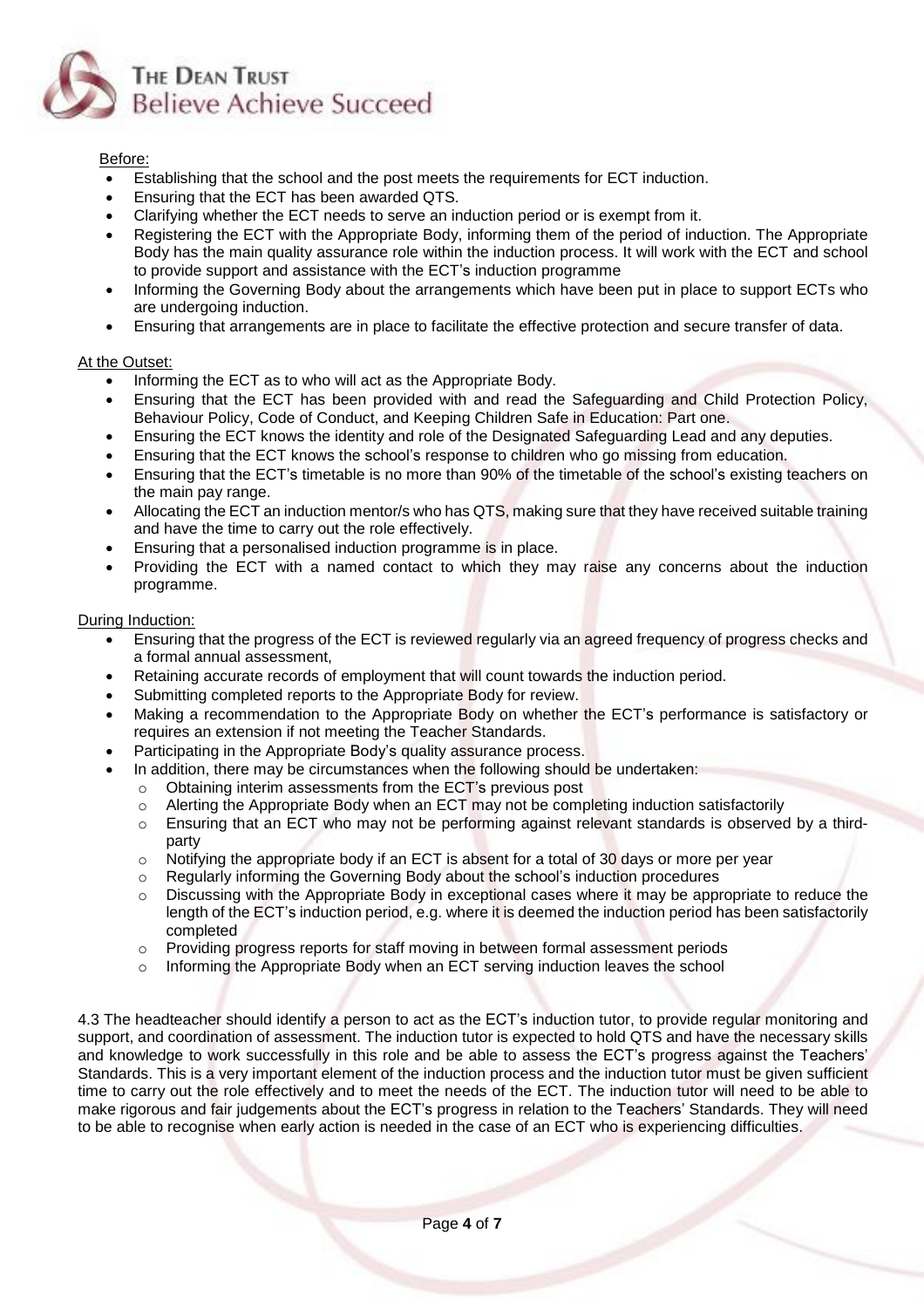Before:

- Establishing that the school and the post meets the requirements for ECT induction.
- Ensuring that the ECT has been awarded QTS.
- Clarifying whether the ECT needs to serve an induction period or is exempt from it.
- Registering the ECT with the Appropriate Body, informing them of the period of induction. The Appropriate Body has the main quality assurance role within the induction process. It will work with the ECT and school to provide support and assistance with the ECT's induction programme
- Informing the Governing Body about the arrangements which have been put in place to support ECTs who are undergoing induction.
- Ensuring that arrangements are in place to facilitate the effective protection and secure transfer of data.

At the Outset:

- Informing the ECT as to who will act as the Appropriate Body.
- Ensuring that the ECT has been provided with and read the Safeguarding and Child Protection Policy, Behaviour Policy, Code of Conduct, and Keeping Children Safe in Education: Part one.
- Ensuring the ECT knows the identity and role of the Designated Safeguarding Lead and any deputies.
- Ensuring that the ECT knows the school's response to children who go missing from education.
- Ensuring that the ECT's timetable is no more than 90% of the timetable of the school's existing teachers on the main pay range.
- Allocating the ECT an induction mentor/s who has QTS, making sure that they have received suitable training and have the time to carry out the role effectively.
- Ensuring that a personalised induction programme is in place.
- Providing the ECT with a named contact to which they may raise any concerns about the induction programme.

During Induction:

- Ensuring that the progress of the ECT is reviewed regularly via an agreed frequency of progress checks and a formal annual assessment,
- Retaining accurate records of employment that will count towards the induction period.
- Submitting completed reports to the Appropriate Body for review.
- Making a recommendation to the Appropriate Body on whether the ECT's performance is satisfactory or requires an extension if not meeting the Teacher Standards.
- Participating in the Appropriate Body's quality assurance process.
- In addition, there may be circumstances when the following should be undertaken:
  - Obtaining interim assessments from the ECT's previous post
  - Alerting the Appropriate Body when an ECT may not be completing induction satisfactorily
  - Ensuring that an ECT who may not be performing against relevant standards is observed by a third-party
  - Notifying the appropriate body if an ECT is absent for a total of 30 days or more per year
  - Regularly informing the Governing Body about the school's induction procedures
  - Discussing with the Appropriate Body in exceptional cases where it may be appropriate to reduce the length of the ECT's induction period, e.g. where it is deemed the induction period has been satisfactorily completed
  - Providing progress reports for staff moving in between formal assessment periods
  - Informing the Appropriate Body when an ECT serving induction leaves the school

4.3 The headteacher should identify a person to act as the ECT's induction tutor, to provide regular monitoring and support, and coordination of assessment. The induction tutor is expected to hold QTS and have the necessary skills and knowledge to work successfully in this role and be able to assess the ECT's progress against the Teachers' Standards. This is a very important element of the induction process and the induction tutor must be given sufficient time to carry out the role effectively and to meet the needs of the ECT. The induction tutor will need to be able to make rigorous and fair judgements about the ECT's progress in relation to the Teachers' Standards. They will need to be able to recognise when early action is needed in the case of an ECT who is experiencing difficulties.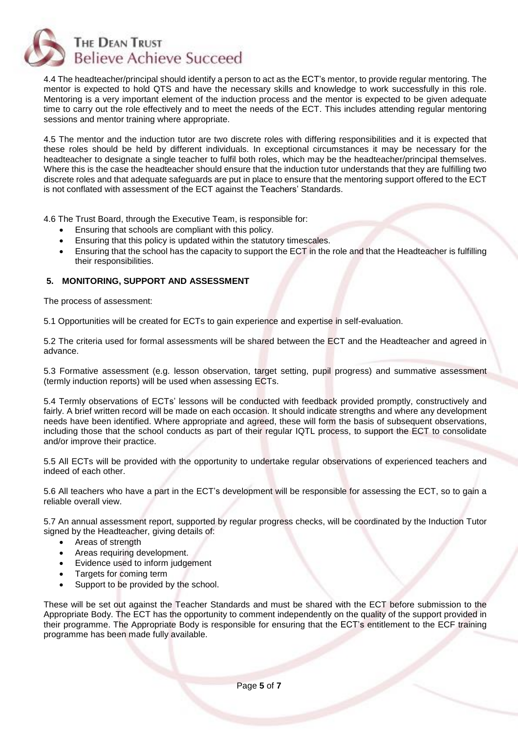4.4 The headteacher/principal should identify a person to act as the ECT's mentor, to provide regular mentoring. The mentor is expected to hold QTS and have the necessary skills and knowledge to work successfully in this role. Mentoring is a very important element of the induction process and the mentor is expected to be given adequate time to carry out the role effectively and to meet the needs of the ECT. This includes attending regular mentoring sessions and mentor training where appropriate.

4.5 The mentor and the induction tutor are two discrete roles with differing responsibilities and it is expected that these roles should be held by different individuals. In exceptional circumstances it may be necessary for the headteacher to designate a single teacher to fulfil both roles, which may be the headteacher/principal themselves. Where this is the case the headteacher should ensure that the induction tutor understands that they are fulfilling two discrete roles and that adequate safeguards are put in place to ensure that the mentoring support offered to the ECT is not conflated with assessment of the ECT against the Teachers' Standards.

4.6 The Trust Board, through the Executive Team, is responsible for:

- Ensuring that schools are compliant with this policy.
- Ensuring that this policy is updated within the statutory timescales.
- Ensuring that the school has the capacity to support the ECT in the role and that the Headteacher is fulfilling their responsibilities.

## 5. MONITORING, SUPPORT AND ASSESSMENT

The process of assessment:

5.1 Opportunities will be created for ECTs to gain experience and expertise in self-evaluation.

5.2 The criteria used for formal assessments will be shared between the ECT and the Headteacher and agreed in advance.

5.3 Formative assessment (e.g. lesson observation, target setting, pupil progress) and summative assessment (termly induction reports) will be used when assessing ECTs.

5.4 Termly observations of ECTs' lessons will be conducted with feedback provided promptly, constructively and fairly. A brief written record will be made on each occasion. It should indicate strengths and where any development needs have been identified. Where appropriate and agreed, these will form the basis of subsequent observations, including those that the school conducts as part of their regular IQTL process, to support the ECT to consolidate and/or improve their practice.

5.5 All ECTs will be provided with the opportunity to undertake regular observations of experienced teachers and indeed of each other.

5.6 All teachers who have a part in the ECT's development will be responsible for assessing the ECT, so to gain a reliable overall view.

5.7 An annual assessment report, supported by regular progress checks, will be coordinated by the Induction Tutor signed by the Headteacher, giving details of:

- Areas of strength
- Areas requiring development.
- Evidence used to inform judgement
- Targets for coming term
- Support to be provided by the school.

These will be set out against the Teacher Standards and must be shared with the ECT before submission to the Appropriate Body. The ECT has the opportunity to comment independently on the quality of the support provided in their programme. The Appropriate Body is responsible for ensuring that the ECT's entitlement to the ECF training programme has been made fully available.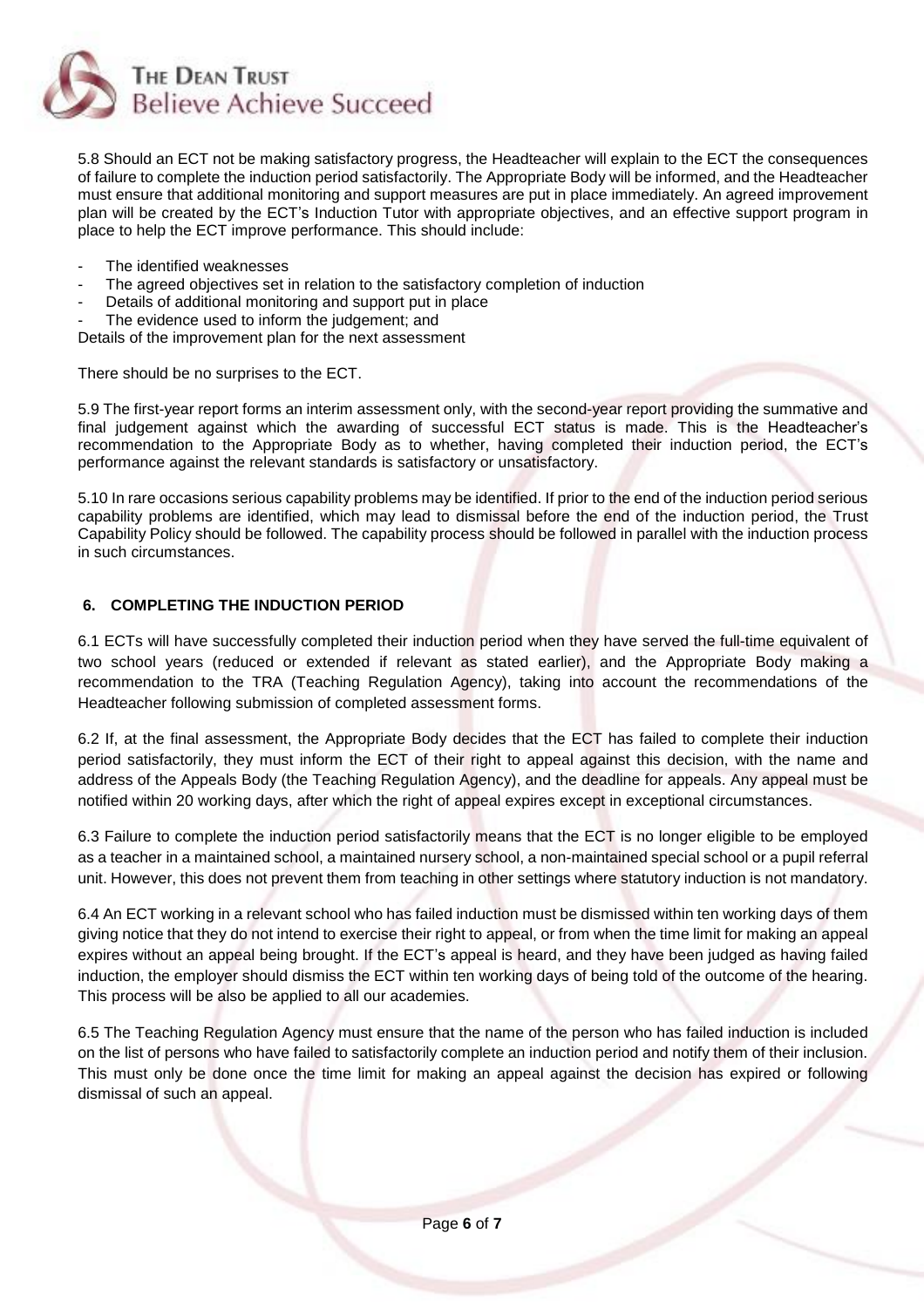5.8 Should an ECT not be making satisfactory progress, the Headteacher will explain to the ECT the consequences of failure to complete the induction period satisfactorily. The Appropriate Body will be informed, and the Headteacher must ensure that additional monitoring and support measures are put in place immediately. An agreed improvement plan will be created by the ECT's Induction Tutor with appropriate objectives, and an effective support program in place to help the ECT improve performance. This should include:

- The identified weaknesses
- The agreed objectives set in relation to the satisfactory completion of induction
- Details of additional monitoring and support put in place
- The evidence used to inform the judgement; and

Details of the improvement plan for the next assessment

There should be no surprises to the ECT.

5.9 The first-year report forms an interim assessment only, with the second-year report providing the summative and final judgement against which the awarding of successful ECT status is made. This is the Headteacher's recommendation to the Appropriate Body as to whether, having completed their induction period, the ECT's performance against the relevant standards is satisfactory or unsatisfactory.

5.10 In rare occasions serious capability problems may be identified. If prior to the end of the induction period serious capability problems are identified, which may lead to dismissal before the end of the induction period, the Trust Capability Policy should be followed. The capability process should be followed in parallel with the induction process in such circumstances.

## 6. COMPLETING THE INDUCTION PERIOD

6.1 ECTs will have successfully completed their induction period when they have served the full-time equivalent of two school years (reduced or extended if relevant as stated earlier), and the Appropriate Body making a recommendation to the TRA (Teaching Regulation Agency), taking into account the recommendations of the Headteacher following submission of completed assessment forms.

6.2 If, at the final assessment, the Appropriate Body decides that the ECT has failed to complete their induction period satisfactorily, they must inform the ECT of their right to appeal against this decision, with the name and address of the Appeals Body (the Teaching Regulation Agency), and the deadline for appeals. Any appeal must be notified within 20 working days, after which the right of appeal expires except in exceptional circumstances.

6.3 Failure to complete the induction period satisfactorily means that the ECT is no longer eligible to be employed as a teacher in a maintained school, a maintained nursery school, a non-maintained special school or a pupil referral unit. However, this does not prevent them from teaching in other settings where statutory induction is not mandatory.

6.4 An ECT working in a relevant school who has failed induction must be dismissed within ten working days of them giving notice that they do not intend to exercise their right to appeal, or from when the time limit for making an appeal expires without an appeal being brought. If the ECT's appeal is heard, and they have been judged as having failed induction, the employer should dismiss the ECT within ten working days of being told of the outcome of the hearing. This process will be also be applied to all our academies.

6.5 The Teaching Regulation Agency must ensure that the name of the person who has failed induction is included on the list of persons who have failed to satisfactorily complete an induction period and notify them of their inclusion. This must only be done once the time limit for making an appeal against the decision has expired or following dismissal of such an appeal.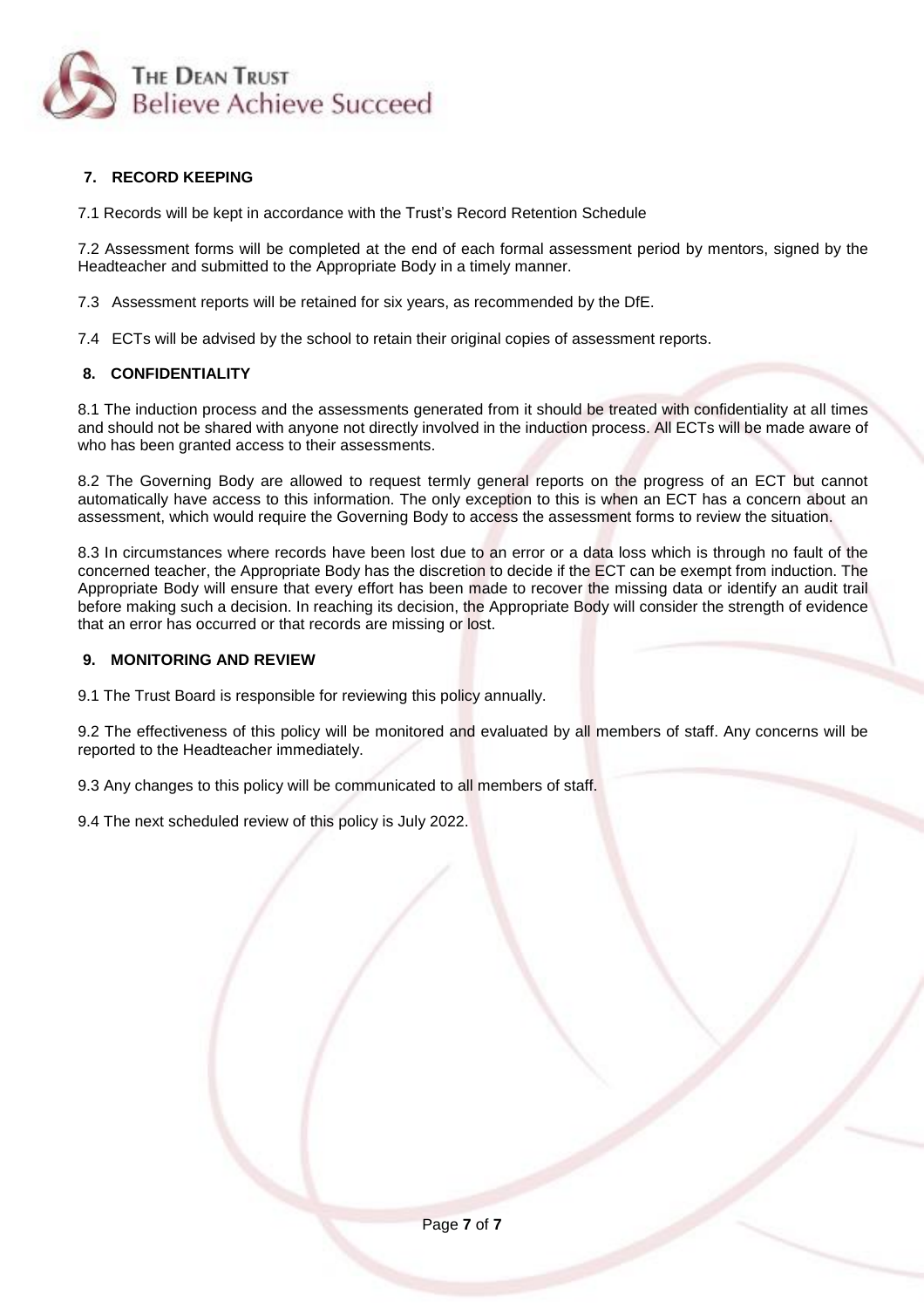## 7. RECORD KEEPING

7.1 Records will be kept in accordance with the Trust's Record Retention Schedule

7.2 Assessment forms will be completed at the end of each formal assessment period by mentors, signed by the Headteacher and submitted to the Appropriate Body in a timely manner.

7.3 Assessment reports will be retained for six years, as recommended by the DfE.

7.4 ECTs will be advised by the school to retain their original copies of assessment reports.

## 8. CONFIDENTIALITY

8.1 The induction process and the assessments generated from it should be treated with confidentiality at all times and should not be shared with anyone not directly involved in the induction process. All ECTs will be made aware of who has been granted access to their assessments.

8.2 The Governing Body are allowed to request termly general reports on the progress of an ECT but cannot automatically have access to this information. The only exception to this is when an ECT has a concern about an assessment, which would require the Governing Body to access the assessment forms to review the situation.

8.3 In circumstances where records have been lost due to an error or a data loss which is through no fault of the concerned teacher, the Appropriate Body has the discretion to decide if the ECT can be exempt from induction. The Appropriate Body will ensure that every effort has been made to recover the missing data or identify an audit trail before making such a decision. In reaching its decision, the Appropriate Body will consider the strength of evidence that an error has occurred or that records are missing or lost.

## 9. MONITORING AND REVIEW

9.1 The Trust Board is responsible for reviewing this policy annually.

9.2 The effectiveness of this policy will be monitored and evaluated by all members of staff. Any concerns will be reported to the Headteacher immediately.

9.3 Any changes to this policy will be communicated to all members of staff.

9.4 The next scheduled review of this policy is July 2022.